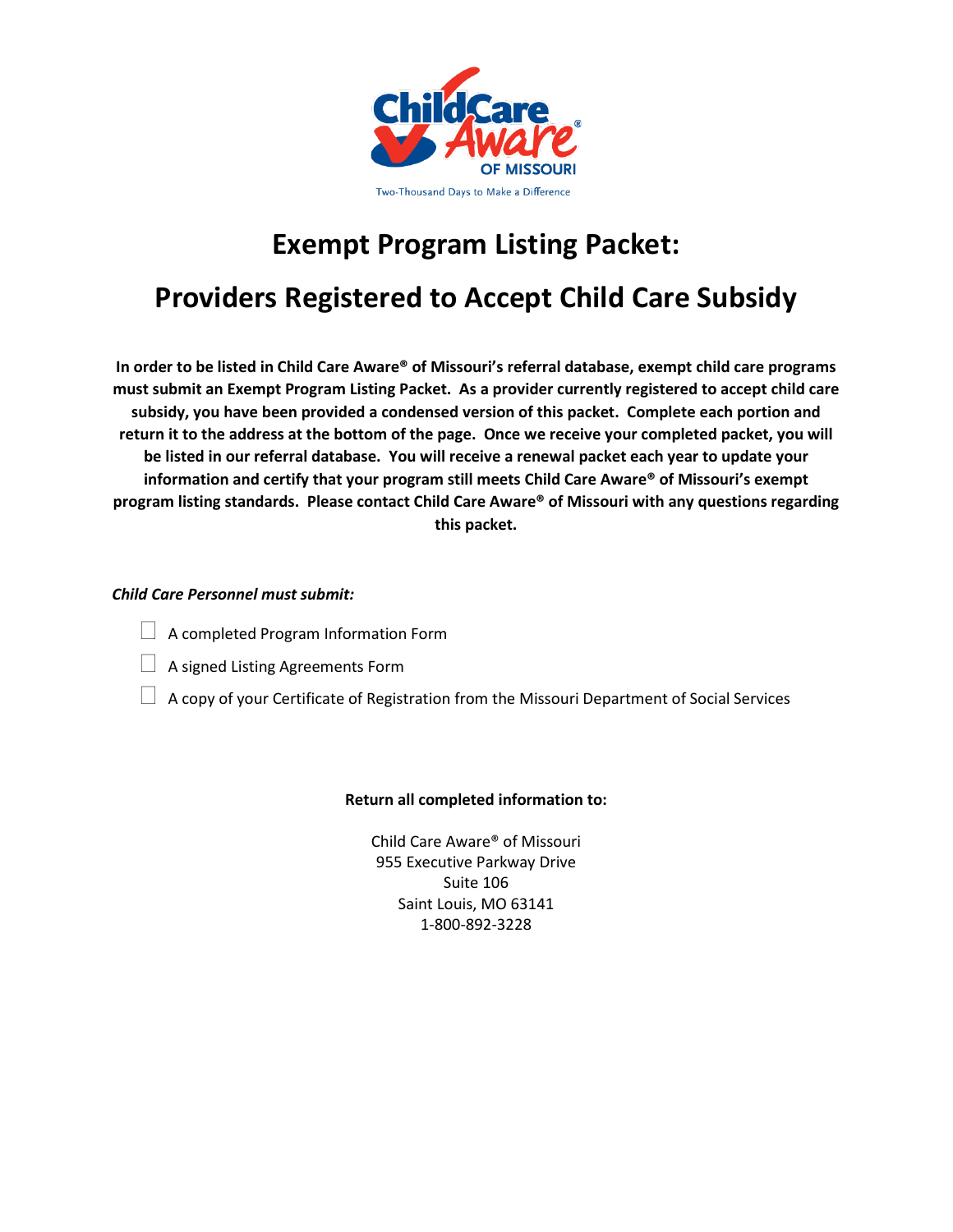Two-Thousand Days to Make a Difference

# Exempt Program Listing Packet:

# Providers Registered to Accept Child Care Subsidy

**In order to be listed in Child Care Aware® of Missouri's referral database, exempt child care programs must submit an Exempt Program Listing Packet. As a provider currently registered to accept child care subsidy, you have been provided a condensed version of this packet. Complete each portion and return it to the address at the bottom of the page. Once we receive your completed packet, you will be listed in our referral database. You will receive a renewal packet each year to update your information and certify that your program still meets Child Care Aware® of Missouri's exempt program listing standards. Please contact Child Care Aware® of Missouri with any questions regarding this packet.**

***Child Care Personnel must submit:***

- ☐ A completed Program Information Form
- ☐ A signed Listing Agreements Form
- ☐ A copy of your Certificate of Registration from the Missouri Department of Social Services

**Return all completed information to:**

Child Care Aware® of Missouri
955 Executive Parkway Drive
Suite 106
Saint Louis, MO 63141
1-800-892-3228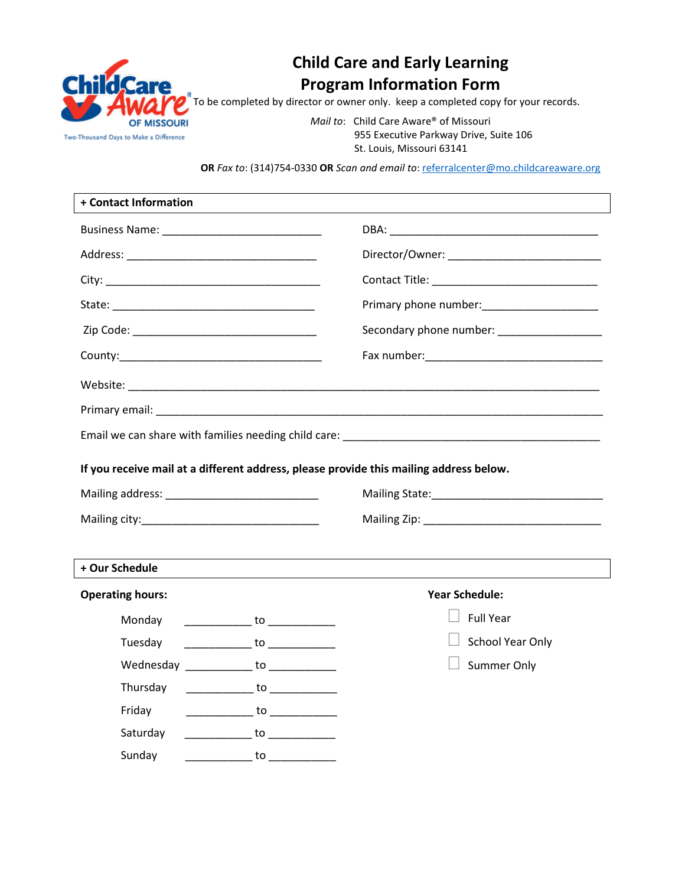# Child Care and Early Learning Program Information Form

To be completed by director or owner only. keep a completed copy for your records.

*Mail to*: Child Care Aware® of Missouri
955 Executive Parkway Drive, Suite 106
St. Louis, Missouri 63141

**OR** *Fax to*: (314)754-0330 **OR** *Scan and email to*: referralcenter@mo.childcareaware.org

## + Contact Information

Business Name: ___________________________

DBA: ____________________________________

Address: ________________________________

Director/Owner: __________________________

City: _____________________________________

Contact Title: ____________________________

State: ___________________________________

Primary phone number:___________________

Zip Code: _______________________________

Secondary phone number: _________________

County:__________________________________

Fax number:______________________________

Website: _________________________________________________________________________

Primary email: _____________________________________________________________________

Email we can share with families needing child care: _____________________________________________

**If you receive mail at a different address, please provide this mailing address below.**

Mailing address: __________________________

Mailing State:_____________________________

Mailing city:______________________________

Mailing Zip: ______________________________

## + Our Schedule

**Operating hours:**

Monday ___________ to ___________

Tuesday ___________ to ___________

Wednesday ___________ to ___________

Thursday ___________ to ___________

Friday ___________ to ___________

Saturday ___________ to ___________

Sunday ___________ to ___________

**Year Schedule:**

☐ Full Year

☐ School Year Only

☐ Summer Only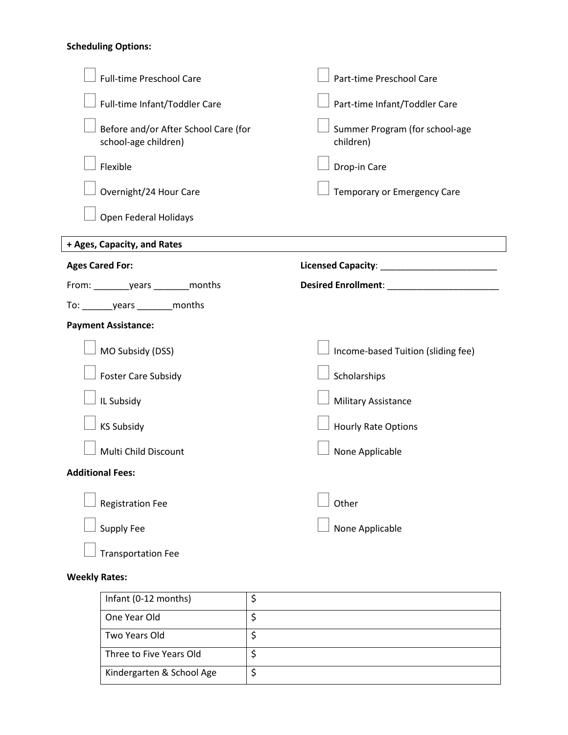**Scheduling Options:**

- [ ] Full-time Preschool Care
- [ ] Part-time Preschool Care
- [ ] Full-time Infant/Toddler Care
- [ ] Part-time Infant/Toddler Care
- [ ] Before and/or After School Care (for school-age children)
- [ ] Summer Program (for school-age children)
- [ ] Flexible
- [ ] Drop-in Care
- [ ] Overnight/24 Hour Care
- [ ] Temporary or Emergency Care
- [ ] Open Federal Holidays

## + Ages, Capacity, and Rates

**Ages Cared For:**

From: _______years _______months

To: ______years _______months

**Licensed Capacity**: ________________________

**Desired Enrollment**: ______________________

**Payment Assistance:**

- [ ] MO Subsidy (DSS)
- [ ] Income-based Tuition (sliding fee)
- [ ] Foster Care Subsidy
- [ ] Scholarships
- [ ] IL Subsidy
- [ ] Military Assistance
- [ ] KS Subsidy
- [ ] Hourly Rate Options
- [ ] Multi Child Discount
- [ ] None Applicable

**Additional Fees:**

- [ ] Registration Fee
- [ ] Other
- [ ] Supply Fee
- [ ] None Applicable
- [ ] Transportation Fee

**Weekly Rates:**

| Age Group | Rate |
|---|---|
| Infant (0-12 months) | $ |
| One Year Old | $ |
| Two Years Old | $ |
| Three to Five Years Old | $ |
| Kindergarten & School Age | $ |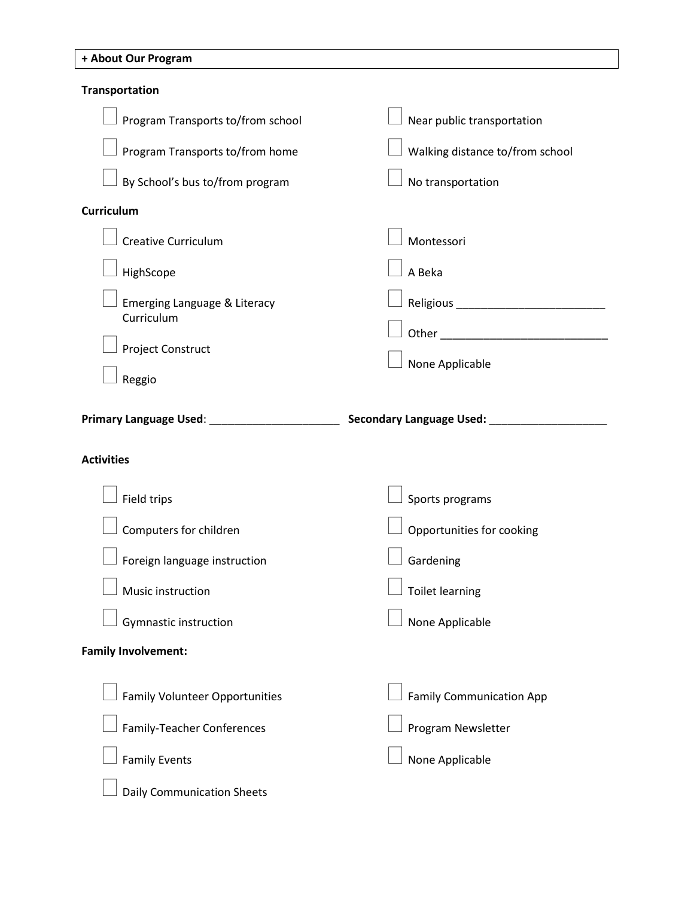## + About Our Program

**Transportation**

- [ ] Program Transports to/from school
- [ ] Program Transports to/from home
- [ ] By School's bus to/from program
- [ ] Near public transportation
- [ ] Walking distance to/from school
- [ ] No transportation

**Curriculum**

- [ ] Creative Curriculum
- [ ] HighScope
- [ ] Emerging Language & Literacy Curriculum
- [ ] Project Construct
- [ ] Reggio
- [ ] Montessori
- [ ] A Beka
- [ ] Religious ________________________
- [ ] Other ___________________________
- [ ] None Applicable

**Primary Language Used**: _____________________ **Secondary Language Used:** ___________________

**Activities**

- [ ] Field trips
- [ ] Computers for children
- [ ] Foreign language instruction
- [ ] Music instruction
- [ ] Gymnastic instruction
- [ ] Sports programs
- [ ] Opportunities for cooking
- [ ] Gardening
- [ ] Toilet learning
- [ ] None Applicable

**Family Involvement:**

- [ ] Family Volunteer Opportunities
- [ ] Family-Teacher Conferences
- [ ] Family Events
- [ ] Daily Communication Sheets
- [ ] Family Communication App
- [ ] Program Newsletter
- [ ] None Applicable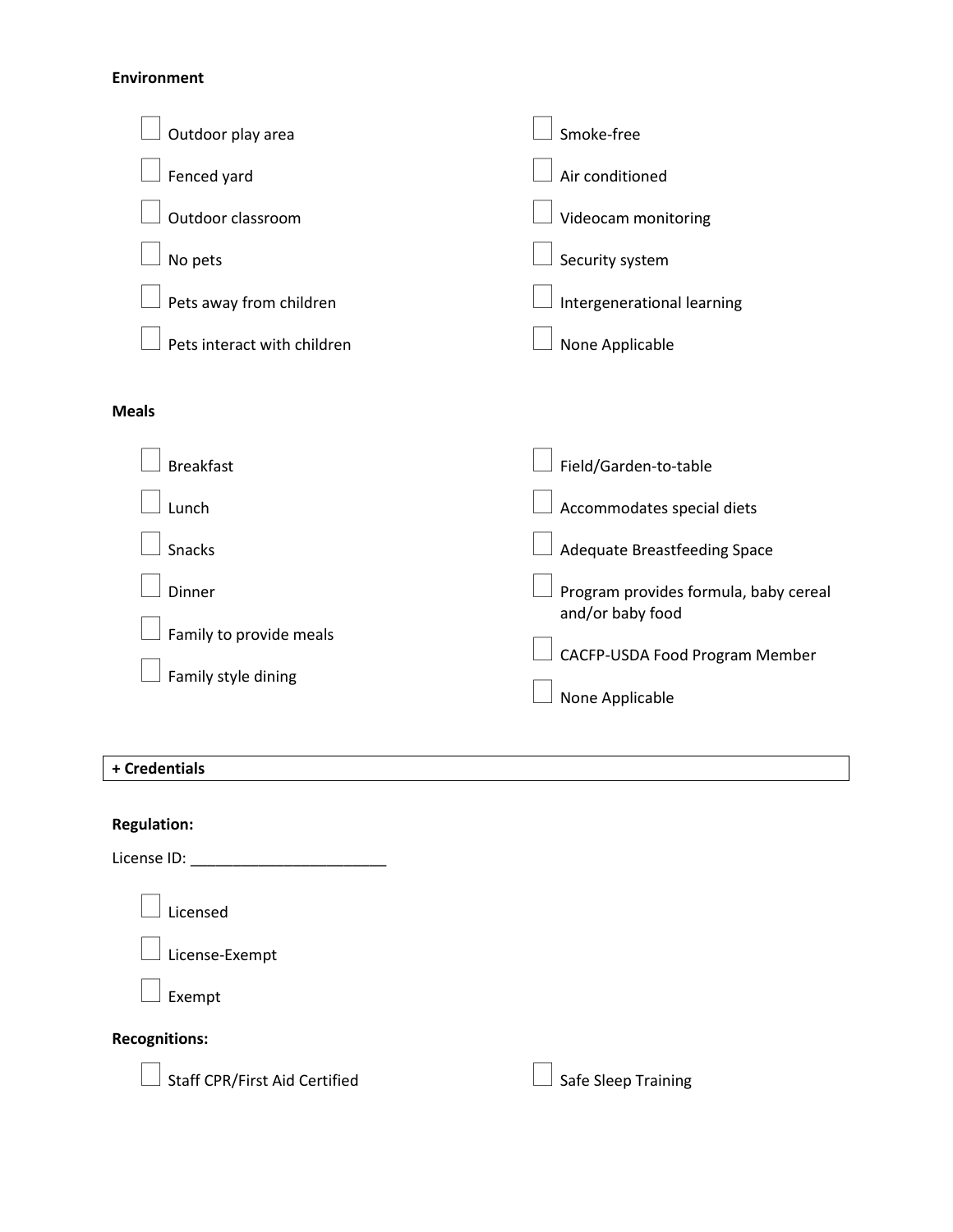**Environment**

- [ ] Outdoor play area
- [ ] Fenced yard
- [ ] Outdoor classroom
- [ ] No pets
- [ ] Pets away from children
- [ ] Pets interact with children
- [ ] Smoke-free
- [ ] Air conditioned
- [ ] Videocam monitoring
- [ ] Security system
- [ ] Intergenerational learning
- [ ] None Applicable

**Meals**

- [ ] Breakfast
- [ ] Lunch
- [ ] Snacks
- [ ] Dinner
- [ ] Family to provide meals
- [ ] Family style dining
- [ ] Field/Garden-to-table
- [ ] Accommodates special diets
- [ ] Adequate Breastfeeding Space
- [ ] Program provides formula, baby cereal and/or baby food
- [ ] CACFP-USDA Food Program Member
- [ ] None Applicable

**+ Credentials**

**Regulation:**

License ID: _______________________

- [ ] Licensed
- [ ] License-Exempt
- [ ] Exempt

**Recognitions:**

- [ ] Staff CPR/First Aid Certified
- [ ] Safe Sleep Training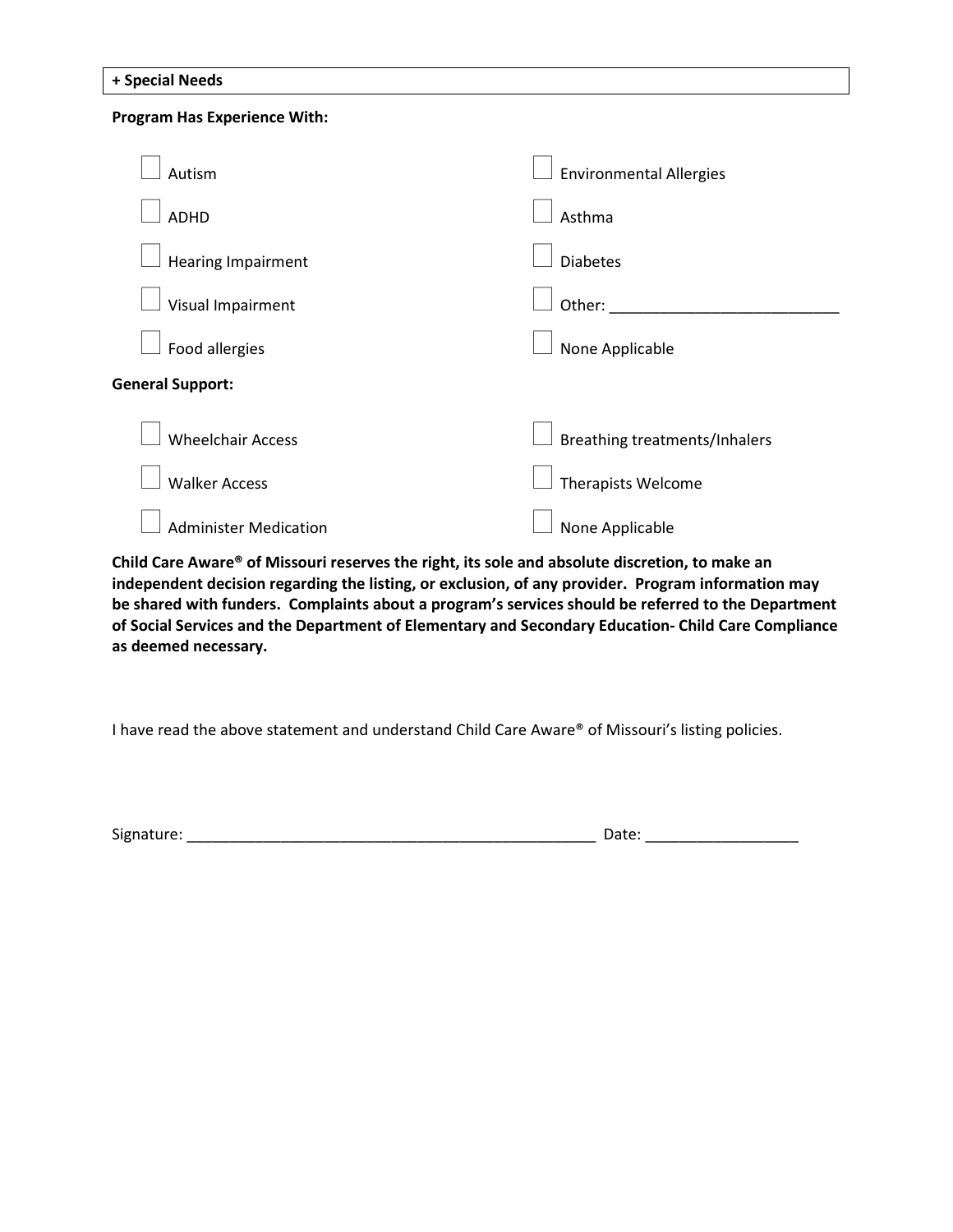**+ Special Needs**

**Program Has Experience With:**

- ☐ Autism
- ☐ ADHD
- ☐ Hearing Impairment
- ☐ Visual Impairment
- ☐ Food allergies
- ☐ Environmental Allergies
- ☐ Asthma
- ☐ Diabetes
- ☐ Other: ___________________________
- ☐ None Applicable

**General Support:**

- ☐ Wheelchair Access
- ☐ Walker Access
- ☐ Administer Medication
- ☐ Breathing treatments/Inhalers
- ☐ Therapists Welcome
- ☐ None Applicable

**Child Care Aware® of Missouri reserves the right, its sole and absolute discretion, to make an independent decision regarding the listing, or exclusion, of any provider. Program information may be shared with funders. Complaints about a program's services should be referred to the Department of Social Services and the Department of Elementary and Secondary Education- Child Care Compliance as deemed necessary.**

I have read the above statement and understand Child Care Aware® of Missouri's listing policies.

Signature: __________________________________________________ Date: __________________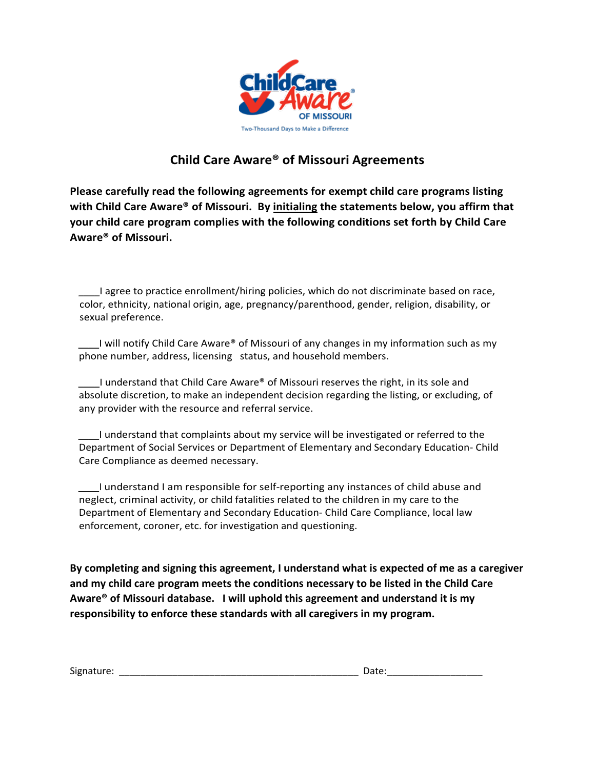# Child Care Aware® of Missouri Agreements

**Please carefully read the following agreements for exempt child care programs listing with Child Care Aware® of Missouri. By initialing the statements below, you affirm that your child care program complies with the following conditions set forth by Child Care Aware® of Missouri.**

____I agree to practice enrollment/hiring policies, which do not discriminate based on race, color, ethnicity, national origin, age, pregnancy/parenthood, gender, religion, disability, or sexual preference.

____I will notify Child Care Aware® of Missouri of any changes in my information such as my phone number, address, licensing status, and household members.

____I understand that Child Care Aware® of Missouri reserves the right, in its sole and absolute discretion, to make an independent decision regarding the listing, or excluding, of any provider with the resource and referral service.

____I understand that complaints about my service will be investigated or referred to the Department of Social Services or Department of Elementary and Secondary Education- Child Care Compliance as deemed necessary.

____I understand I am responsible for self-reporting any instances of child abuse and neglect, criminal activity, or child fatalities related to the children in my care to the Department of Elementary and Secondary Education- Child Care Compliance, local law enforcement, coroner, etc. for investigation and questioning.

**By completing and signing this agreement, I understand what is expected of me as a caregiver and my child care program meets the conditions necessary to be listed in the Child Care Aware® of Missouri database. I will uphold this agreement and understand it is my responsibility to enforce these standards with all caregivers in my program.**

Signature: ____________________________________________ Date:__________________